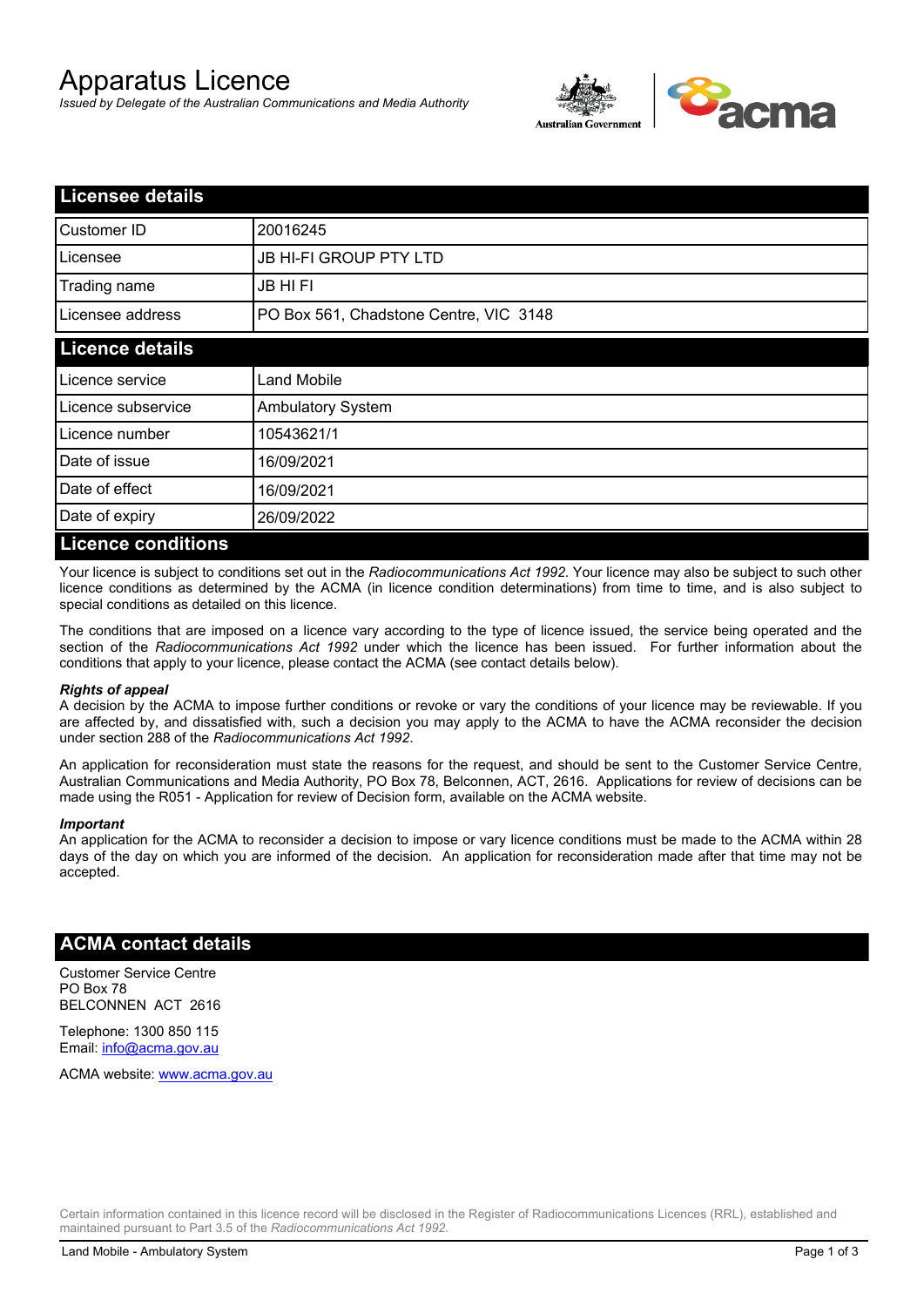# Apparatus Licence

*Issued by Delegate of the Australian Communications and Media Authority*

## Licensee details

| | |
|---|---|
| Customer ID | 20016245 |
| Licensee | JB HI-FI GROUP PTY LTD |
| Trading name | JB HI FI |
| Licensee address | PO Box 561, Chadstone Centre, VIC 3148 |

## Licence details

| | |
|---|---|
| Licence service | Land Mobile |
| Licence subservice | Ambulatory System |
| Licence number | 10543621/1 |
| Date of issue | 16/09/2021 |
| Date of effect | 16/09/2021 |
| Date of expiry | 26/09/2022 |

## Licence conditions

Your licence is subject to conditions set out in the *Radiocommunications Act 1992*. Your licence may also be subject to such other licence conditions as determined by the ACMA (in licence condition determinations) from time to time, and is also subject to special conditions as detailed on this licence.

The conditions that are imposed on a licence vary according to the type of licence issued, the service being operated and the section of the *Radiocommunications Act 1992* under which the licence has been issued. For further information about the conditions that apply to your licence, please contact the ACMA (see contact details below).

#### *Rights of appeal*

A decision by the ACMA to impose further conditions or revoke or vary the conditions of your licence may be reviewable. If you are affected by, and dissatisfied with, such a decision you may apply to the ACMA to have the ACMA reconsider the decision under section 288 of the *Radiocommunications Act 1992*.

An application for reconsideration must state the reasons for the request, and should be sent to the Customer Service Centre, Australian Communications and Media Authority, PO Box 78, Belconnen, ACT, 2616. Applications for review of decisions can be made using the R051 - Application for review of Decision form, available on the ACMA website.

#### *Important*

An application for the ACMA to reconsider a decision to impose or vary licence conditions must be made to the ACMA within 28 days of the day on which you are informed of the decision. An application for reconsideration made after that time may not be accepted.

## ACMA contact details

Customer Service Centre
PO Box 78
BELCONNEN ACT 2616

Telephone: 1300 850 115
Email: info@acma.gov.au

ACMA website: www.acma.gov.au

Certain information contained in this licence record will be disclosed in the Register of Radiocommunications Licences (RRL), established and maintained pursuant to Part 3.5 of the *Radiocommunications Act 1992.*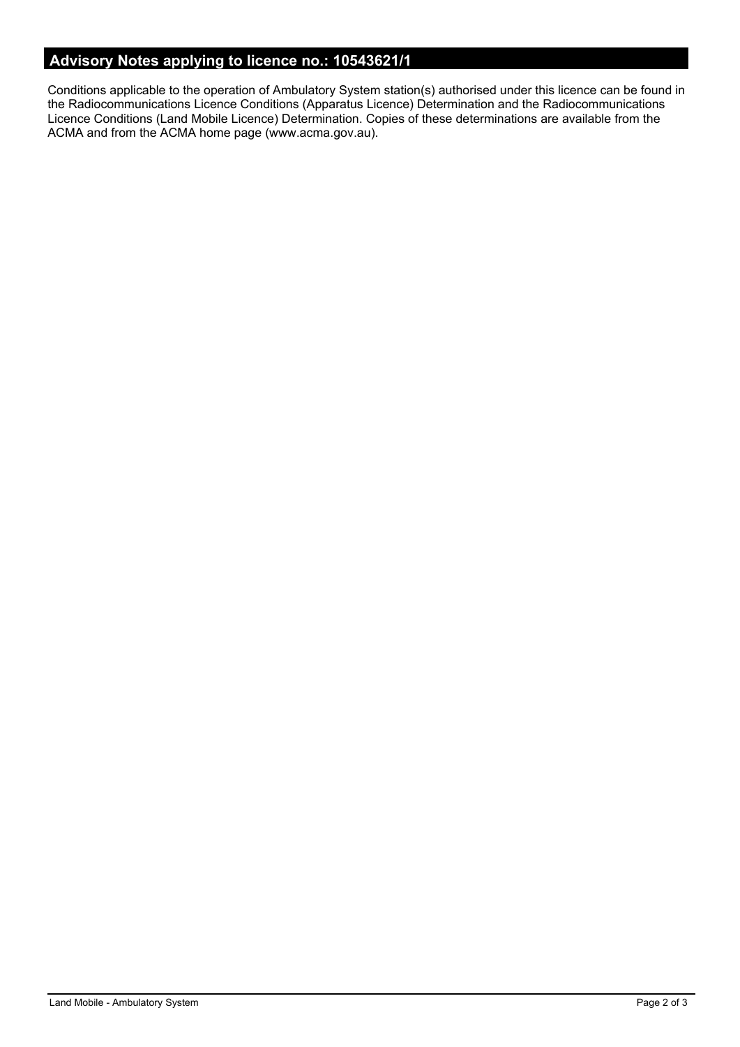## Advisory Notes applying to licence no.: 10543621/1

Conditions applicable to the operation of Ambulatory System station(s) authorised under this licence can be found in the Radiocommunications Licence Conditions (Apparatus Licence) Determination and the Radiocommunications Licence Conditions (Land Mobile Licence) Determination. Copies of these determinations are available from the ACMA and from the ACMA home page (www.acma.gov.au).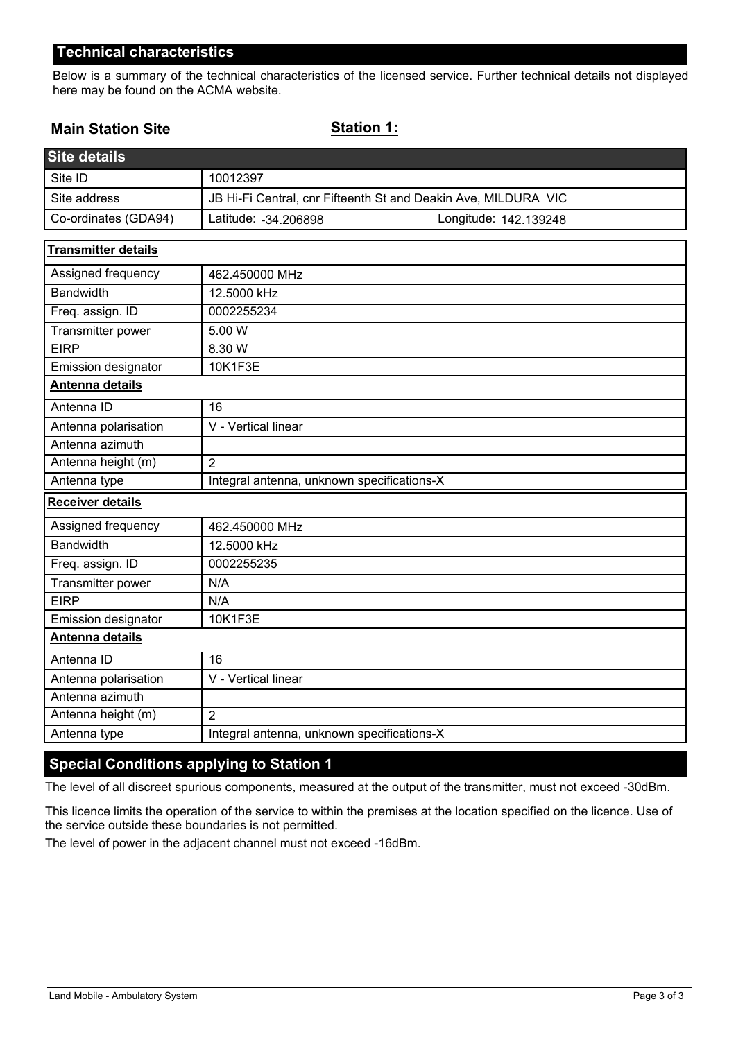## Technical characteristics

Below is a summary of the technical characteristics of the licensed service. Further technical details not displayed here may be found on the ACMA website.

**Main Station Site** **Station 1:**

| Site details | |
|---|---|
| Site ID | 10012397 |
| Site address | JB Hi-Fi Central, cnr Fifteenth St and Deakin Ave, MILDURA VIC |
| Co-ordinates (GDA94) | Latitude: -34.206898 Longitude: 142.139248 |

| Transmitter details | |
|---|---|
| Assigned frequency | 462.450000 MHz |
| Bandwidth | 12.5000 kHz |
| Freq. assign. ID | 0002255234 |
| Transmitter power | 5.00 W |
| EIRP | 8.30 W |
| Emission designator | 10K1F3E |
| **Antenna details** | |
| Antenna ID | 16 |
| Antenna polarisation | V - Vertical linear |
| Antenna azimuth | |
| Antenna height (m) | 2 |
| Antenna type | Integral antenna, unknown specifications-X |

| Receiver details | |
|---|---|
| Assigned frequency | 462.450000 MHz |
| Bandwidth | 12.5000 kHz |
| Freq. assign. ID | 0002255235 |
| Transmitter power | N/A |
| EIRP | N/A |
| Emission designator | 10K1F3E |
| **Antenna details** | |
| Antenna ID | 16 |
| Antenna polarisation | V - Vertical linear |
| Antenna azimuth | |
| Antenna height (m) | 2 |
| Antenna type | Integral antenna, unknown specifications-X |

## Special Conditions applying to Station 1

The level of all discreet spurious components, measured at the output of the transmitter, must not exceed -30dBm.

This licence limits the operation of the service to within the premises at the location specified on the licence. Use of the service outside these boundaries is not permitted.

The level of power in the adjacent channel must not exceed -16dBm.